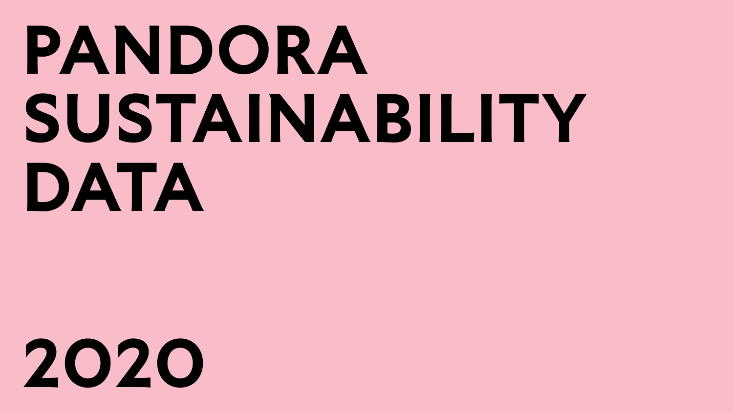# PANDORA SUSTAINABILITY DATA

# 2020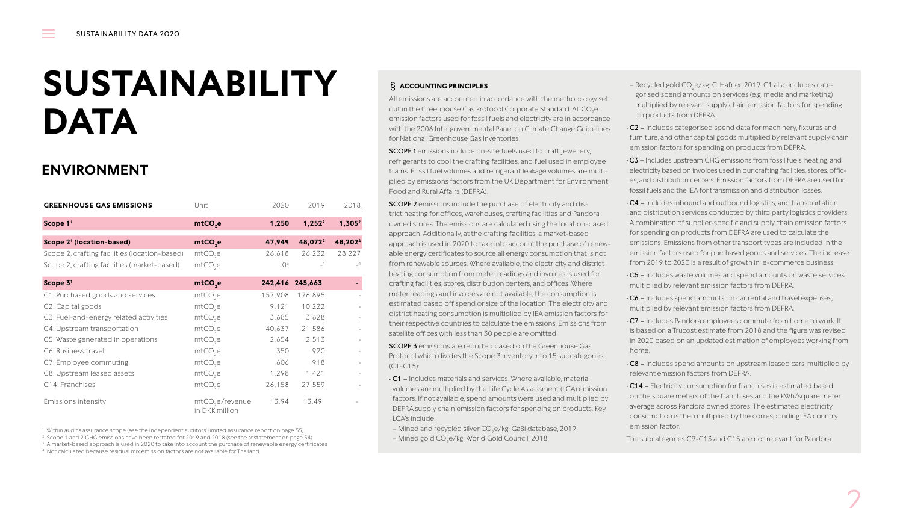# SUSTAINABILITY DATA

## ENVIRONMENT

| GREENHOUSE GAS EMISSIONS | Unit | 2020 | 2019 | 2018 |
|---|---|---|---|---|
| **Scope 1**[1] | **$mtCO_2e$** | **1,250** | **1,252**[2] | **1,305**[2] |
| **Scope 2**[1] **(location-based)** | **$mtCO_2e$** | **47,949** | **48,072**[2] | **48,202**[2] |
| Scope 2, crafting facilities (location-based) | $mtCO_2e$ | 26,618 | 26,232 | 28,227 |
| Scope 2, crafting facilities (market-based) | $mtCO_2e$ | 0[3] | -[4] | -[4] |
| **Scope 3**[1] | **$mtCO_2e$** | **242,416** | **245,663** | **-** |
| C1: Purchased goods and services | $mtCO_2e$ | 157,908 | 176,895 | - |
| C2: Capital goods | $mtCO_2e$ | 9,121 | 10,222 | - |
| C3: Fuel-and-energy related activities | $mtCO_2e$ | 3,685 | 3,628 | - |
| C4: Upstream transportation | $mtCO_2e$ | 40,637 | 21,586 | - |
| C5: Waste generated in operations | $mtCO_2e$ | 2,654 | 2,513 | - |
| C6: Business travel | $mtCO_2e$ | 350 | 920 | - |
| C7: Employee commuting | $mtCO_2e$ | 606 | 918 | - |
| C8: Upstream leased assets | $mtCO_2e$ | 1,298 | 1,421 | - |
| C14: Franchises | $mtCO_2e$ | 26,158 | 27,559 | - |
| Emissions intensity | $mtCO_2e$/revenue in DKK million | 13.94 | 13.49 | - |

[1] Within audit's assurance scope (see the Independent auditors' limited assurance report on page 55)
[2] Scope 1 and 2 GHG emissions have been restated for 2019 and 2018 (see the restatement on page 54).
[3] A market-based approach is used in 2020 to take into account the purchase of renewable energy certificates
[4] Not calculated because residual mix emission factors are not available for Thailand.

### § ACCOUNTING PRINCIPLES

All emissions are accounted in accordance with the methodology set out in the Greenhouse Gas Protocol Corporate Standard. All $CO_2e$ emission factors used for fossil fuels and electricity are in accordance with the 2006 Intergovernmental Panel on Climate Change Guidelines for National Greenhouse Gas Inventories.

SCOPE 1 emissions include on-site fuels used to craft jewellery, refrigerants to cool the crafting facilities, and fuel used in employee trams. Fossil fuel volumes and refrigerant leakage volumes are multiplied by emissions factors from the UK Department for Environment, Food and Rural Affairs (DEFRA).

SCOPE 2 emissions include the purchase of electricity and district heating for offices, warehouses, crafting facilities and Pandora owned stores. The emissions are calculated using the location-based approach. Additionally, at the crafting facilities, a market-based approach is used in 2020 to take into account the purchase of renewable energy certificates to source all energy consumption that is not from renewable sources. Where available, the electricity and district heating consumption from meter readings and invoices is used for crafting facilities, stores, distribution centers, and offices. Where meter readings and invoices are not available, the consumption is estimated based off spend or size of the location. The electricity and district heating consumption is multiplied by IEA emission factors for their respective countries to calculate the emissions. Emissions from satellite offices with less than 30 people are omitted.

SCOPE 3 emissions are reported based on the Greenhouse Gas Protocol which divides the Scope 3 inventory into 15 subcategories (C1-C15):

- **C1 –** Includes materials and services. Where available, material volumes are multiplied by the Life Cycle Assessment (LCA) emission factors. If not available, spend amounts were used and multiplied by DEFRA supply chain emission factors for spending on products. Key LCA's include:
  – Mined and recycled silver $CO_2e$/kg: GaBi database, 2019
  – Mined gold $CO_2e$/kg: World Gold Council, 2018
  – Recycled gold $CO_2e$/kg: C. Hafner, 2019. C1 also includes categorised spend amounts on services (e.g. media and marketing) multiplied by relevant supply chain emission factors for spending on products from DEFRA.
- **C2 –** Includes categorised spend data for machinery, fixtures and furniture, and other capital goods multiplied by relevant supply chain emission factors for spending on products from DEFRA.
- **C3 –** Includes upstream GHG emissions from fossil fuels, heating, and electricity based on invoices used in our crafting facilities, stores, offices, and distribution centers. Emission factors from DEFRA are used for fossil fuels and the IEA for transmission and distribution losses.
- **C4 –** Includes inbound and outbound logistics, and transportation and distribution services conducted by third party logistics providers. A combination of supplier-specific and supply chain emission factors for spending on products from DEFRA are used to calculate the emissions. Emissions from other transport types are included in the emission factors used for purchased goods and services. The increase from 2019 to 2020 is a result of growth in e-commerce business.
- **C5 –** Includes waste volumes and spend amounts on waste services, multiplied by relevant emission factors from DEFRA.
- **C6 –** Includes spend amounts on car rental and travel expenses, multiplied by relevant emission factors from DEFRA.
- **C7 –** Includes Pandora employees commute from home to work. It is based on a Trucost estimate from 2018 and the figure was revised in 2020 based on an updated estimation of employees working from home.
- **C8 –** Includes spend amounts on upstream leased cars, multiplied by relevant emission factors from DEFRA.
- **C14 –** Electricity consumption for franchises is estimated based on the square meters of the franchises and the kWh/square meter average across Pandora owned stores. The estimated electricity consumption is then multiplied by the corresponding IEA country emission factor.

The subcategories C9-C13 and C15 are not relevant for Pandora.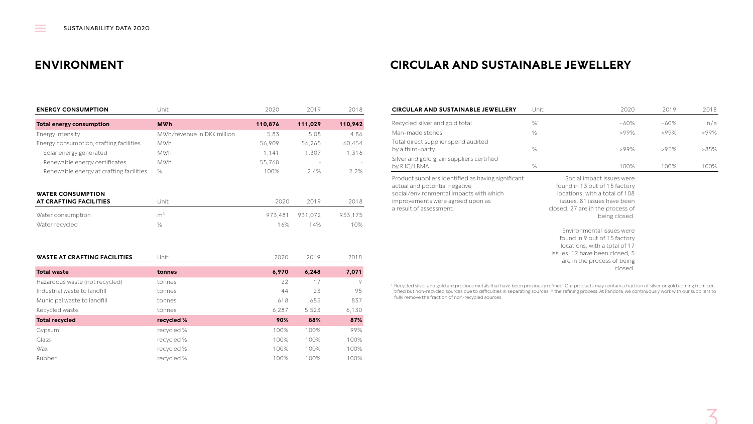## ENVIRONMENT

| ENERGY CONSUMPTION | Unit | 2020 | 2019 | 2018 |
|---|---|---|---|---|
| **Total energy consumption** | **MWh** | **110,876** | **111,029** | **110,942** |
| Energy intensity | MWh/revenue in DKK million | 5.83 | 5.08 | 4.86 |
| Energy consumption, crafting facilities | MWh | 56,909 | 56,265 | 60,454 |
| Solar energy generated | MWh | 1,141 | 1,307 | 1,316 |
| Renewable energy certificates | MWh | 55,768 | - | - |
| Renewable energy at crafting facilities | % | 100% | 2.4% | 2.2% |

| WATER CONSUMPTION AT CRAFTING FACILITIES | Unit | 2020 | 2019 | 2018 |
|---|---|---|---|---|
| Water consumption | $m^3$ | 973,481 | 931,072 | 953,175 |
| Water recycled | % | 16% | 14% | 10% |

| WASTE AT CRAFTING FACILITIES | Unit | 2020 | 2019 | 2018 |
|---|---|---|---|---|
| **Total waste** | **tonnes** | **6,970** | **6,248** | **7,071** |
| Hazardous waste (not recycled) | tonnes | 22 | 17 | 9 |
| Industrial waste to landfill | tonnes | 44 | 23 | 95 |
| Municipal waste to landfill | tonnes | 618 | 685 | 837 |
| Recycled waste | tonnes | 6,287 | 5,523 | 6,130 |
| **Total recycled** | **recycled %** | **90%** | **88%** | **87%** |
| Gypsum | recycled % | 100% | 100% | 99% |
| Glass | recycled % | 100% | 100% | 100% |
| Wax | recycled % | 100% | 100% | 100% |
| Rubber | recycled % | 100% | 100% | 100% |

## CIRCULAR AND SUSTAINABLE JEWELLERY

| CIRCULAR AND SUSTAINABLE JEWELLERY | Unit | 2020 | 2019 | 2018 |
|---|---|---|---|---|
| Recycled silver and gold total | %[1] | ~60% | ~60% | n/a |
| Man-made stones | % | >99% | >99% | >99% |
| Total direct supplier spend audited by a third-party | % | >99% | >95% | >85% |
| Silver and gold grain suppliers certified by RJC/LBMA | % | 100% | 100% | 100% |
| Product suppliers identified as having significant actual and potential negative social/environmental impacts with which improvements were agreed upon as a result of assessment | | Social impact issues were found in 13 out of 15 factory locations, with a total of 108 issues. 81 issues have been closed, 27 are in the process of being closed. Environmental issues were found in 9 out of 15 factory locations, with a total of 17 issues. 12 have been closed, 5 are in the process of being closed. | | |

[1] Recycled silver and gold are precious metals that have been previously refined. Our products may contain a fraction of silver or gold coming from certified but non-recycled sources due to difficulties in separating sources in the refining process. At Pandora, we continuously work with our suppliers to fully remove the fraction of non-recycled sources.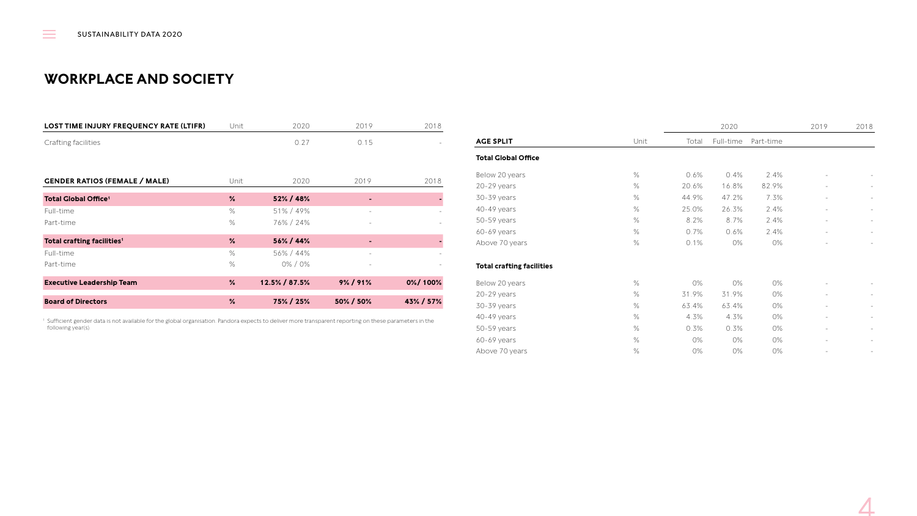## WORKPLACE AND SOCIETY

| LOST TIME INJURY FREQUENCY RATE (LTIFR) | Unit | 2020 | 2019 | 2018 |
|---|---|---|---|---|
| Crafting facilities | | 0.27 | 0.15 | - |

| GENDER RATIOS (FEMALE / MALE) | Unit | 2020 | 2019 | 2018 |
|---|---|---|---|---|
| **Total Global Office**[1] | **%** | **52% / 48%** | **-** | **-** |
| Full-time | % | 51% / 49% | - | - |
| Part-time | % | 76% / 24% | - | - |
| **Total crafting facilities**[1] | **%** | **56% / 44%** | **-** | **-** |
| Full-time | % | 56% / 44% | - | - |
| Part-time | % | 0% / 0% | - | - |
| **Executive Leadership Team** | **%** | **12.5% / 87.5%** | **9% / 91%** | **0%/ 100%** |
| **Board of Directors** | **%** | **75% / 25%** | **50% / 50%** | **43% / 57%** |

[1] Sufficient gender data is not available for the global organisation. Pandora expects to deliver more transparent reporting on these parameters in the following year(s)

| | | 2020 | | | 2019 | 2018 |
|---|---|---|---|---|---|---|
| **AGE SPLIT** | Unit | Total | Full-time | Part-time | | |
| **Total Global Office** | | | | | | |
| Below 20 years | % | 0.6% | 0.4% | 2.4% | - | - |
| 20-29 years | % | 20.6% | 16.8% | 82.9% | - | - |
| 30-39 years | % | 44.9% | 47.2% | 7.3% | - | - |
| 40-49 years | % | 25.0% | 26.3% | 2.4% | - | - |
| 50-59 years | % | 8.2% | 8.7% | 2.4% | - | - |
| 60-69 years | % | 0.7% | 0.6% | 2.4% | - | - |
| Above 70 years | % | 0.1% | 0% | 0% | - | - |
| **Total crafting facilities** | | | | | | |
| Below 20 years | % | 0% | 0% | 0% | - | - |
| 20-29 years | % | 31.9% | 31.9% | 0% | - | - |
| 30-39 years | % | 63.4% | 63.4% | 0% | - | - |
| 40-49 years | % | 4.3% | 4.3% | 0% | - | - |
| 50-59 years | % | 0.3% | 0.3% | 0% | - | - |
| 60-69 years | % | 0% | 0% | 0% | - | - |
| Above 70 years | % | 0% | 0% | 0% | - | - |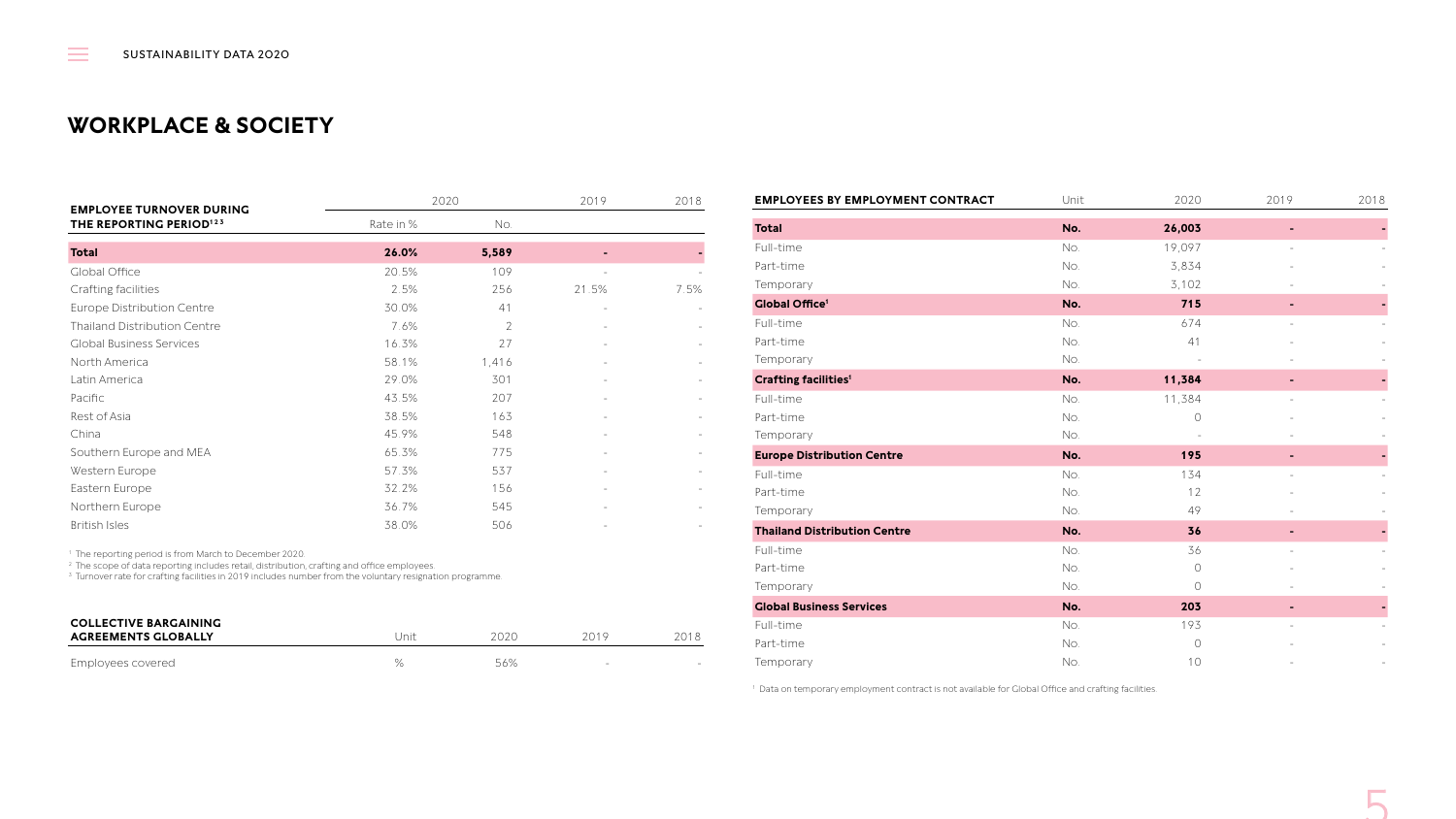## WORKPLACE & SOCIETY

| EMPLOYEE TURNOVER DURING THE REPORTING PERIOD[1 2 3] | 2020 | | 2019 | 2018 |
|---|---|---|---|---|
| | Rate in % | No. | | |
| **Total** | **26.0%** | **5,589** | **-** | **-** |
| Global Office | 20.5% | 109 | - | - |
| Crafting facilities | 2.5% | 256 | 21.5% | 7.5% |
| Europe Distribution Centre | 30.0% | 41 | - | - |
| Thailand Distribution Centre | 7.6% | 2 | - | - |
| Global Business Services | 16.3% | 27 | - | - |
| North America | 58.1% | 1,416 | - | - |
| Latin America | 29.0% | 301 | - | - |
| Pacific | 43.5% | 207 | - | - |
| Rest of Asia | 38.5% | 163 | - | - |
| China | 45.9% | 548 | - | - |
| Southern Europe and MEA | 65.3% | 775 | - | - |
| Western Europe | 57.3% | 537 | - | - |
| Eastern Europe | 32.2% | 156 | - | - |
| Northern Europe | 36.7% | 545 | - | - |
| British Isles | 38.0% | 506 | - | - |

[1] The reporting period is from March to December 2020.
[2] The scope of data reporting includes retail, distribution, crafting and office employees.
[3] Turnover rate for crafting facilities in 2019 includes number from the voluntary resignation programme.

| COLLECTIVE BARGAINING AGREEMENTS GLOBALLY | Unit | 2020 | 2019 | 2018 |
|---|---|---|---|---|
| Employees covered | % | 56% | - | - |

| EMPLOYEES BY EMPLOYMENT CONTRACT | Unit | 2020 | 2019 | 2018 |
|---|---|---|---|---|
| **Total** | **No.** | **26,003** | **-** | **-** |
| Full-time | No. | 19,097 | - | - |
| Part-time | No. | 3,834 | - | - |
| Temporary | No. | 3,102 | - | - |
| **Global Office[1]** | **No.** | **715** | **-** | **-** |
| Full-time | No. | 674 | - | - |
| Part-time | No. | 41 | - | - |
| Temporary | No. | - | - | - |
| **Crafting facilities[1]** | **No.** | **11,384** | **-** | **-** |
| Full-time | No. | 11,384 | - | - |
| Part-time | No. | 0 | - | - |
| Temporary | No. | - | - | - |
| **Europe Distribution Centre** | **No.** | **195** | **-** | **-** |
| Full-time | No. | 134 | - | - |
| Part-time | No. | 12 | - | - |
| Temporary | No. | 49 | - | - |
| **Thailand Distribution Centre** | **No.** | **36** | **-** | **-** |
| Full-time | No. | 36 | - | - |
| Part-time | No. | 0 | - | - |
| Temporary | No. | 0 | - | - |
| **Global Business Services** | **No.** | **203** | **-** | **-** |
| Full-time | No. | 193 | - | - |
| Part-time | No. | 0 | - | - |
| Temporary | No. | 10 | - | - |

[1] Data on temporary employment contract is not available for Global Office and crafting facilities.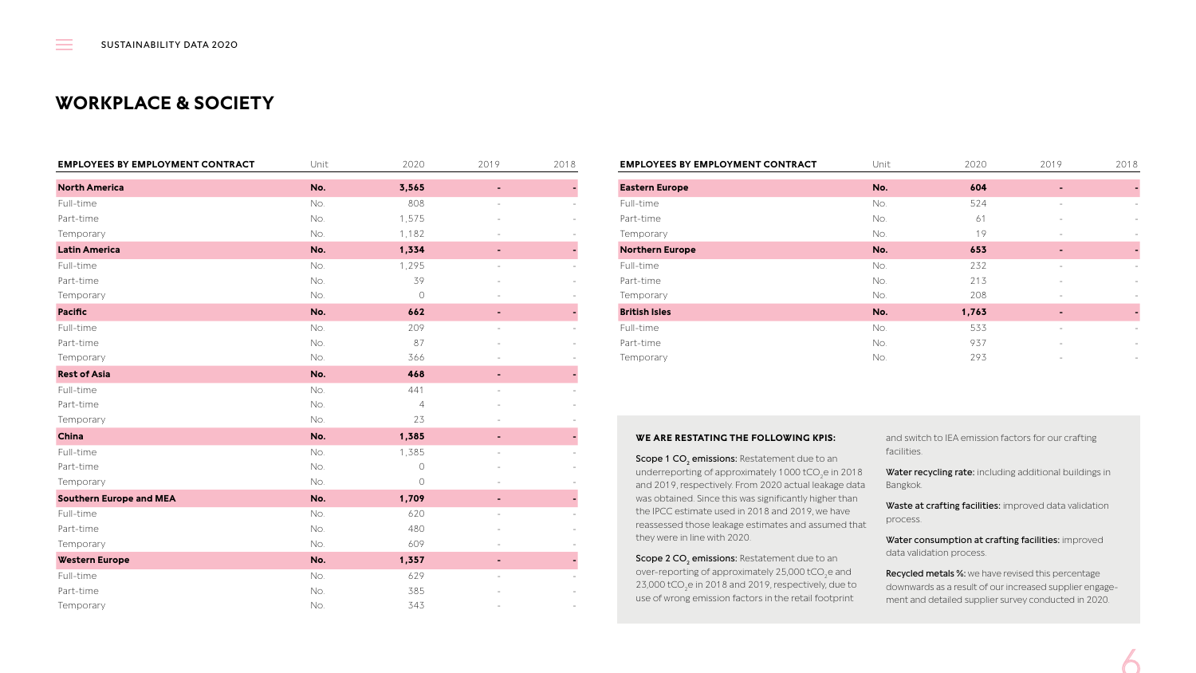## WORKPLACE & SOCIETY

| EMPLOYEES BY EMPLOYMENT CONTRACT | Unit | 2020 | 2019 | 2018 |
|---|---|---|---|---|
| **North America** | **No.** | **3,565** | **-** | **-** |
| Full-time | No. | 808 | - | - |
| Part-time | No. | 1,575 | - | - |
| Temporary | No. | 1,182 | - | - |
| **Latin America** | **No.** | **1,334** | **-** | **-** |
| Full-time | No. | 1,295 | - | - |
| Part-time | No. | 39 | - | - |
| Temporary | No. | 0 | - | - |
| **Pacific** | **No.** | **662** | **-** | **-** |
| Full-time | No. | 209 | - | - |
| Part-time | No. | 87 | - | - |
| Temporary | No. | 366 | - | - |
| **Rest of Asia** | **No.** | **468** | **-** | **-** |
| Full-time | No. | 441 | - | - |
| Part-time | No. | 4 | - | - |
| Temporary | No. | 23 | - | - |
| **China** | **No.** | **1,385** | **-** | **-** |
| Full-time | No. | 1,385 | - | - |
| Part-time | No. | 0 | - | - |
| Temporary | No. | 0 | - | - |
| **Southern Europe and MEA** | **No.** | **1,709** | **-** | **-** |
| Full-time | No. | 620 | - | - |
| Part-time | No. | 480 | - | - |
| Temporary | No. | 609 | - | - |
| **Western Europe** | **No.** | **1,357** | **-** | **-** |
| Full-time | No. | 629 | - | - |
| Part-time | No. | 385 | - | - |
| Temporary | No. | 343 | - | - |
| **Eastern Europe** | **No.** | **604** | **-** | **-** |
| Full-time | No. | 524 | - | - |
| Part-time | No. | 61 | - | - |
| Temporary | No. | 19 | - | - |
| **Northern Europe** | **No.** | **653** | **-** | **-** |
| Full-time | No. | 232 | - | - |
| Part-time | No. | 213 | - | - |
| Temporary | No. | 208 | - | - |
| **British Isles** | **No.** | **1,763** | **-** | **-** |
| Full-time | No. | 533 | - | - |
| Part-time | No. | 937 | - | - |
| Temporary | No. | 293 | - | - |

**WE ARE RESTATING THE FOLLOWING KPIS:**

**Scope 1 $CO_2$ emissions:** Restatement due to an underreporting of approximately 1 000 $tCO_2e$ in 2018 and 2019, respectively. From 2020 actual leakage data was obtained. Since this was significantly higher than the IPCC estimate used in 2018 and 2019, we have reassessed those leakage estimates and assumed that they were in line with 2020.

**Scope 2 $CO_2$ emissions:** Restatement due to an over-reporting of approximately 25,000 $tCO_2e$ and 23,000 $tCO_2e$ in 2018 and 2019, respectively, due to use of wrong emission factors in the retail footprint and switch to IEA emission factors for our crafting facilities.

**Water recycling rate:** including additional buildings in Bangkok.

**Waste at crafting facilities:** improved data validation process.

**Water consumption at crafting facilities:** improved data validation process.

**Recycled metals %:** we have revised this percentage downwards as a result of our increased supplier engagement and detailed supplier survey conducted in 2020.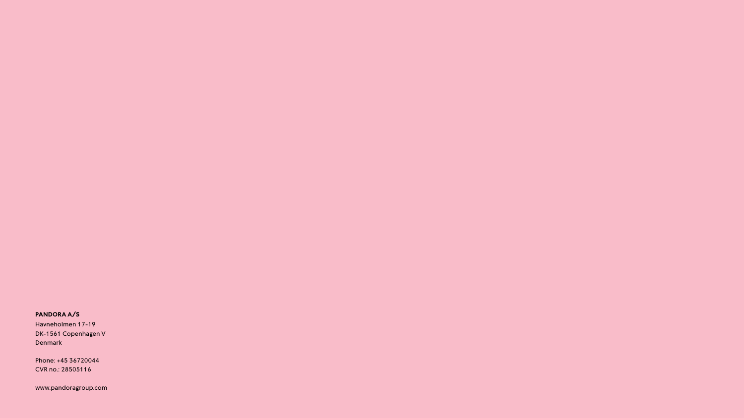**PANDORA A/S**
Havneholmen 17-19
DK-1561 Copenhagen V
Denmark

Phone: +45 36720044
CVR no.: 28505116

www.pandoragroup.com